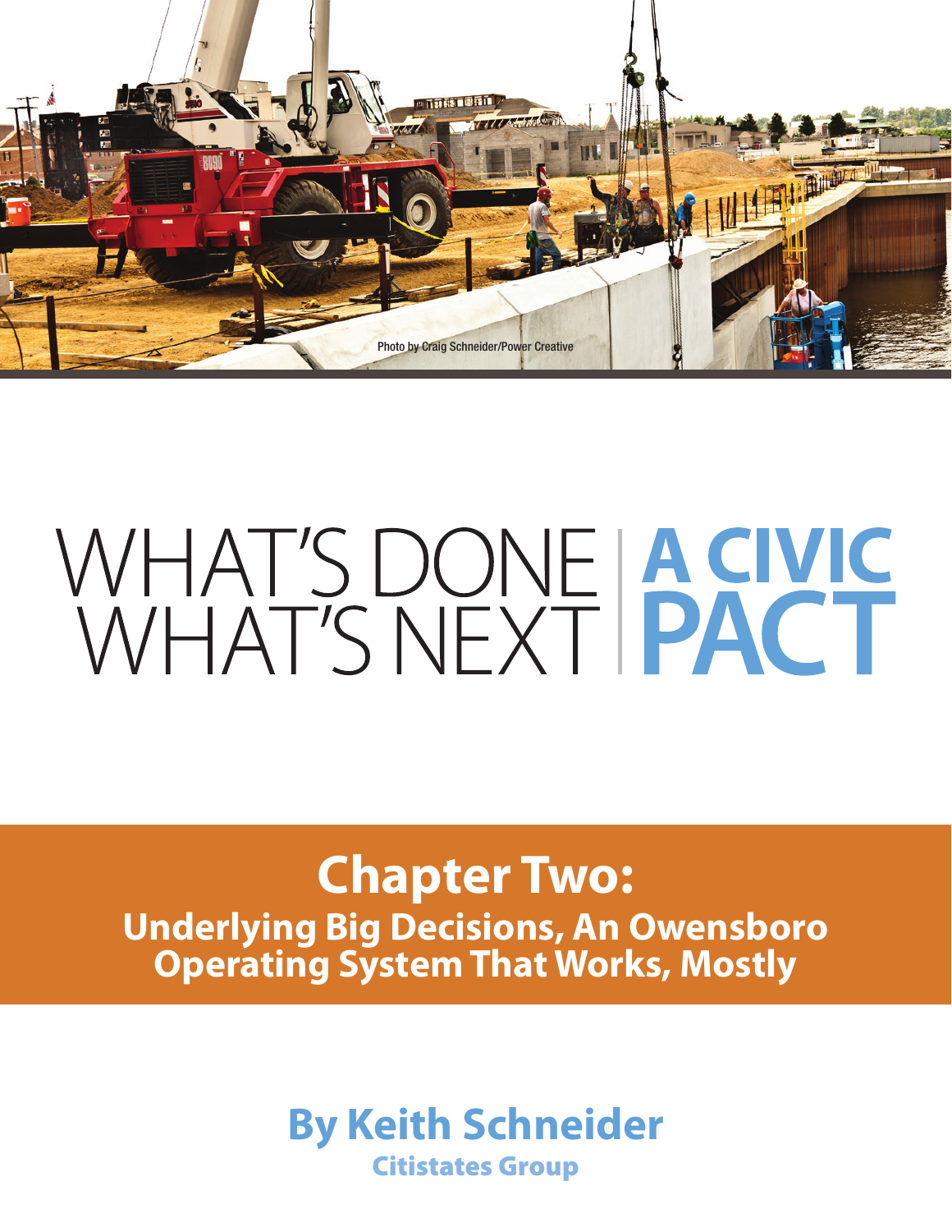Photo by Craig Schneider/Power Creative

# WHAT'S DONE WHAT'S NEXT | A CIVIC PACT

## Chapter Two:
### Underlying Big Decisions, An Owensboro Operating System That Works, Mostly

**By Keith Schneider**

**Citistates Group**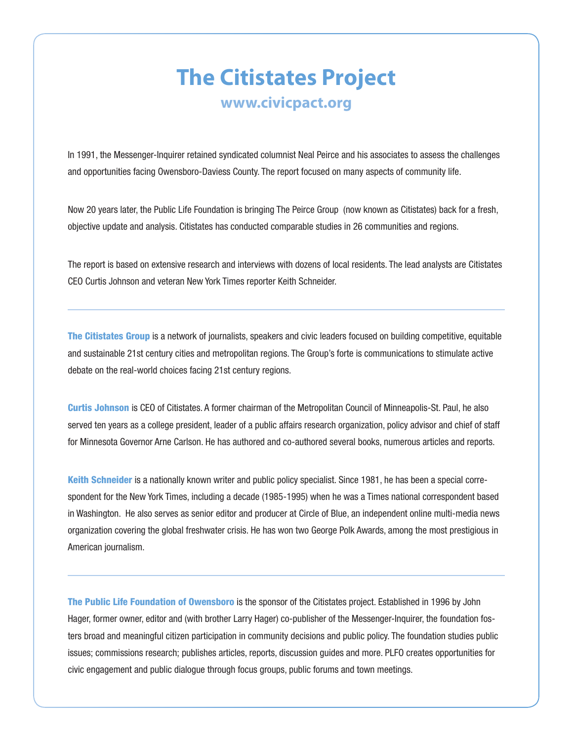# The Citistates Project

## www.civicpact.org

In 1991, the Messenger-Inquirer retained syndicated columnist Neal Peirce and his associates to assess the challenges and opportunities facing Owensboro-Daviess County. The report focused on many aspects of community life.

Now 20 years later, the Public Life Foundation is bringing The Peirce Group (now known as Citistates) back for a fresh, objective update and analysis. Citistates has conducted comparable studies in 26 communities and regions.

The report is based on extensive research and interviews with dozens of local residents. The lead analysts are Citistates CEO Curtis Johnson and veteran New York Times reporter Keith Schneider.

---

**The Citistates Group** is a network of journalists, speakers and civic leaders focused on building competitive, equitable and sustainable 21st century cities and metropolitan regions. The Group's forte is communications to stimulate active debate on the real-world choices facing 21st century regions.

**Curtis Johnson** is CEO of Citistates. A former chairman of the Metropolitan Council of Minneapolis-St. Paul, he also served ten years as a college president, leader of a public affairs research organization, policy advisor and chief of staff for Minnesota Governor Arne Carlson. He has authored and co-authored several books, numerous articles and reports.

**Keith Schneider** is a nationally known writer and public policy specialist. Since 1981, he has been a special correspondent for the New York Times, including a decade (1985-1995) when he was a Times national correspondent based in Washington. He also serves as senior editor and producer at Circle of Blue, an independent online multi-media news organization covering the global freshwater crisis. He has won two George Polk Awards, among the most prestigious in American journalism.

---

**The Public Life Foundation of Owensboro** is the sponsor of the Citistates project. Established in 1996 by John Hager, former owner, editor and (with brother Larry Hager) co-publisher of the Messenger-Inquirer, the foundation fosters broad and meaningful citizen participation in community decisions and public policy. The foundation studies public issues; commissions research; publishes articles, reports, discussion guides and more. PLFO creates opportunities for civic engagement and public dialogue through focus groups, public forums and town meetings.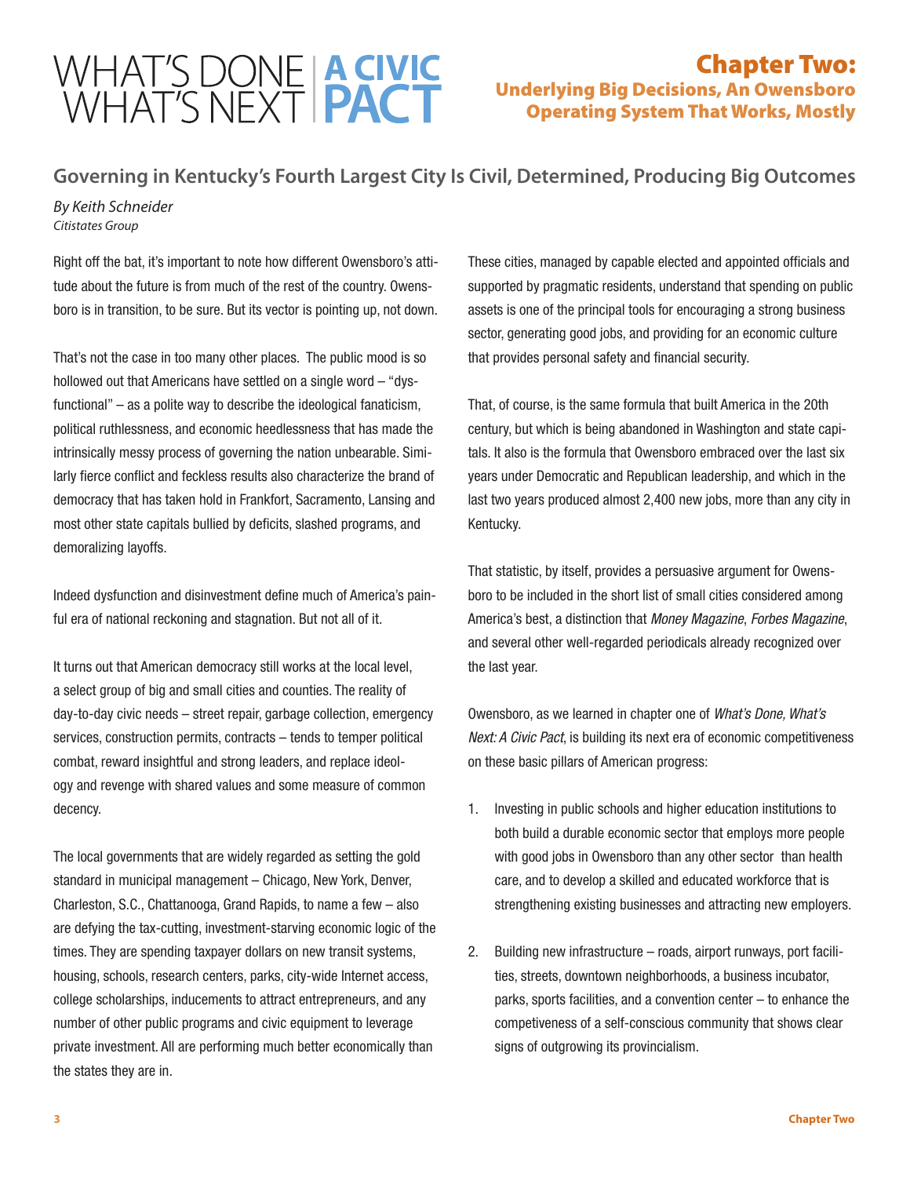# WHAT'S DONE WHAT'S NEXT | A CIVIC PACT

## Chapter Two: Underlying Big Decisions, An Owensboro Operating System That Works, Mostly

## Governing in Kentucky's Fourth Largest City Is Civil, Determined, Producing Big Outcomes

*By Keith Schneider*
*Citistates Group*

Right off the bat, it's important to note how different Owensboro's attitude about the future is from much of the rest of the country. Owensboro is in transition, to be sure. But its vector is pointing up, not down.

That's not the case in too many other places. The public mood is so hollowed out that Americans have settled on a single word – "dysfunctional" – as a polite way to describe the ideological fanaticism, political ruthlessness, and economic heedlessness that has made the intrinsically messy process of governing the nation unbearable. Similarly fierce conflict and feckless results also characterize the brand of democracy that has taken hold in Frankfort, Sacramento, Lansing and most other state capitals bullied by deficits, slashed programs, and demoralizing layoffs.

Indeed dysfunction and disinvestment define much of America's painful era of national reckoning and stagnation. But not all of it.

It turns out that American democracy still works at the local level, a select group of big and small cities and counties. The reality of day-to-day civic needs – street repair, garbage collection, emergency services, construction permits, contracts – tends to temper political combat, reward insightful and strong leaders, and replace ideology and revenge with shared values and some measure of common decency.

The local governments that are widely regarded as setting the gold standard in municipal management – Chicago, New York, Denver, Charleston, S.C., Chattanooga, Grand Rapids, to name a few – also are defying the tax-cutting, investment-starving economic logic of the times. They are spending taxpayer dollars on new transit systems, housing, schools, research centers, parks, city-wide Internet access, college scholarships, inducements to attract entrepreneurs, and any number of other public programs and civic equipment to leverage private investment. All are performing much better economically than the states they are in.

These cities, managed by capable elected and appointed officials and supported by pragmatic residents, understand that spending on public assets is one of the principal tools for encouraging a strong business sector, generating good jobs, and providing for an economic culture that provides personal safety and financial security.

That, of course, is the same formula that built America in the 20th century, but which is being abandoned in Washington and state capitals. It also is the formula that Owensboro embraced over the last six years under Democratic and Republican leadership, and which in the last two years produced almost 2,400 new jobs, more than any city in Kentucky.

That statistic, by itself, provides a persuasive argument for Owensboro to be included in the short list of small cities considered among America's best, a distinction that *Money Magazine*, *Forbes Magazine*, and several other well-regarded periodicals already recognized over the last year.

Owensboro, as we learned in chapter one of *What's Done, What's Next: A Civic Pact*, is building its next era of economic competitiveness on these basic pillars of American progress:

1. Investing in public schools and higher education institutions to both build a durable economic sector that employs more people with good jobs in Owensboro than any other sector than health care, and to develop a skilled and educated workforce that is strengthening existing businesses and attracting new employers.

2. Building new infrastructure – roads, airport runways, port facilities, streets, downtown neighborhoods, a business incubator, parks, sports facilities, and a convention center – to enhance the competiveness of a self-conscious community that shows clear signs of outgrowing its provincialism.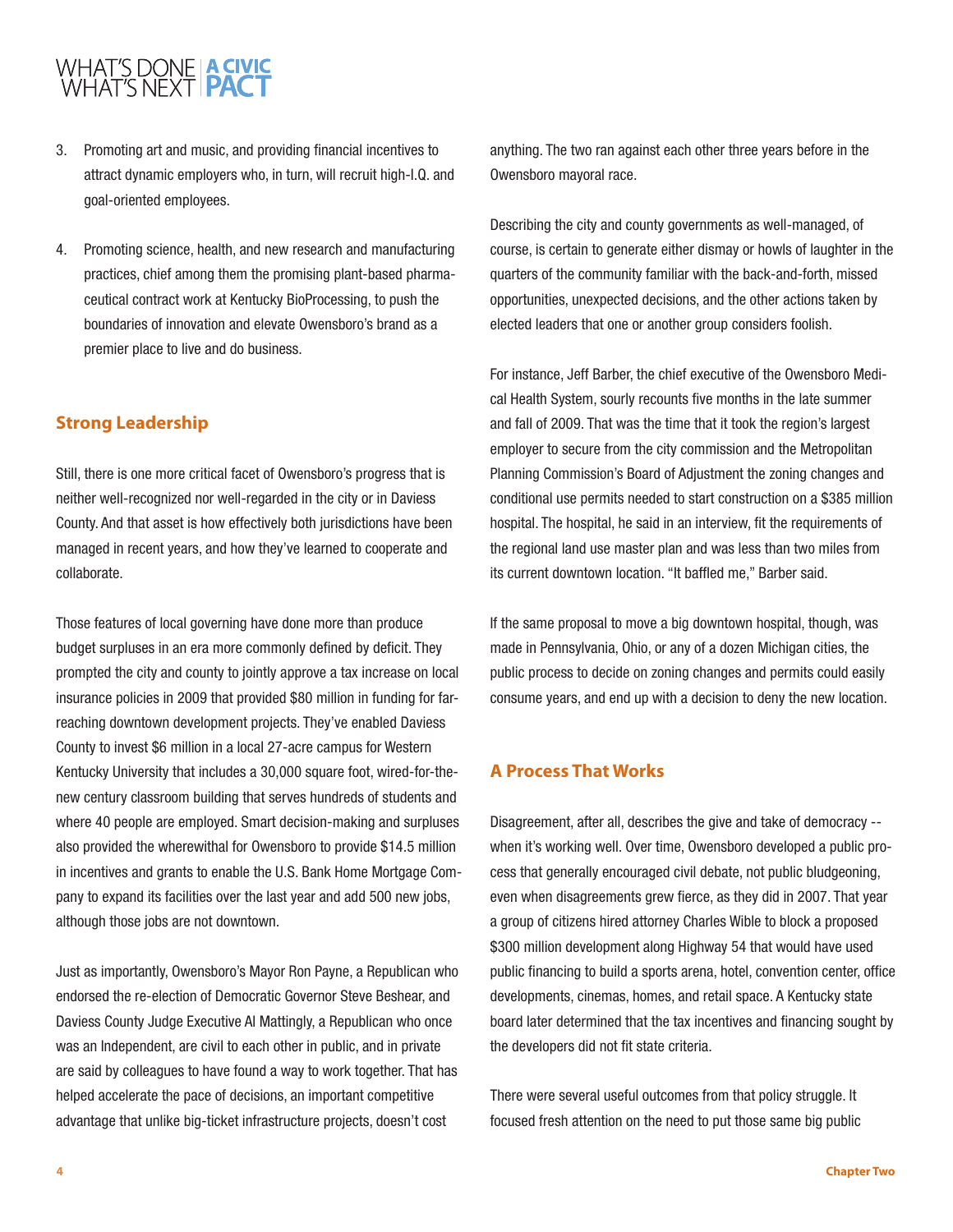3. Promoting art and music, and providing financial incentives to attract dynamic employers who, in turn, will recruit high-I.Q. and goal-oriented employees.

4. Promoting science, health, and new research and manufacturing practices, chief among them the promising plant-based pharmaceutical contract work at Kentucky BioProcessing, to push the boundaries of innovation and elevate Owensboro's brand as a premier place to live and do business.

## Strong Leadership

Still, there is one more critical facet of Owensboro's progress that is neither well-recognized nor well-regarded in the city or in Daviess County. And that asset is how effectively both jurisdictions have been managed in recent years, and how they've learned to cooperate and collaborate.

Those features of local governing have done more than produce budget surpluses in an era more commonly defined by deficit. They prompted the city and county to jointly approve a tax increase on local insurance policies in 2009 that provided $80 million in funding for far-reaching downtown development projects. They've enabled Daviess County to invest $6 million in a local 27-acre campus for Western Kentucky University that includes a 30,000 square foot, wired-for-the-new century classroom building that serves hundreds of students and where 40 people are employed. Smart decision-making and surpluses also provided the wherewithal for Owensboro to provide $14.5 million in incentives and grants to enable the U.S. Bank Home Mortgage Company to expand its facilities over the last year and add 500 new jobs, although those jobs are not downtown.

Just as importantly, Owensboro's Mayor Ron Payne, a Republican who endorsed the re-election of Democratic Governor Steve Beshear, and Daviess County Judge Executive Al Mattingly, a Republican who once was an Independent, are civil to each other in public, and in private are said by colleagues to have found a way to work together. That has helped accelerate the pace of decisions, an important competitive advantage that unlike big-ticket infrastructure projects, doesn't cost anything. The two ran against each other three years before in the Owensboro mayoral race.

Describing the city and county governments as well-managed, of course, is certain to generate either dismay or howls of laughter in the quarters of the community familiar with the back-and-forth, missed opportunities, unexpected decisions, and the other actions taken by elected leaders that one or another group considers foolish.

For instance, Jeff Barber, the chief executive of the Owensboro Medical Health System, sourly recounts five months in the late summer and fall of 2009. That was the time that it took the region's largest employer to secure from the city commission and the Metropolitan Planning Commission's Board of Adjustment the zoning changes and conditional use permits needed to start construction on a $385 million hospital. The hospital, he said in an interview, fit the requirements of the regional land use master plan and was less than two miles from its current downtown location. "It baffled me," Barber said.

If the same proposal to move a big downtown hospital, though, was made in Pennsylvania, Ohio, or any of a dozen Michigan cities, the public process to decide on zoning changes and permits could easily consume years, and end up with a decision to deny the new location.

## A Process That Works

Disagreement, after all, describes the give and take of democracy -- when it's working well. Over time, Owensboro developed a public process that generally encouraged civil debate, not public bludgeoning, even when disagreements grew fierce, as they did in 2007. That year a group of citizens hired attorney Charles Wible to block a proposed $300 million development along Highway 54 that would have used public financing to build a sports arena, hotel, convention center, office developments, cinemas, homes, and retail space. A Kentucky state board later determined that the tax incentives and financing sought by the developers did not fit state criteria.

There were several useful outcomes from that policy struggle. It focused fresh attention on the need to put those same big public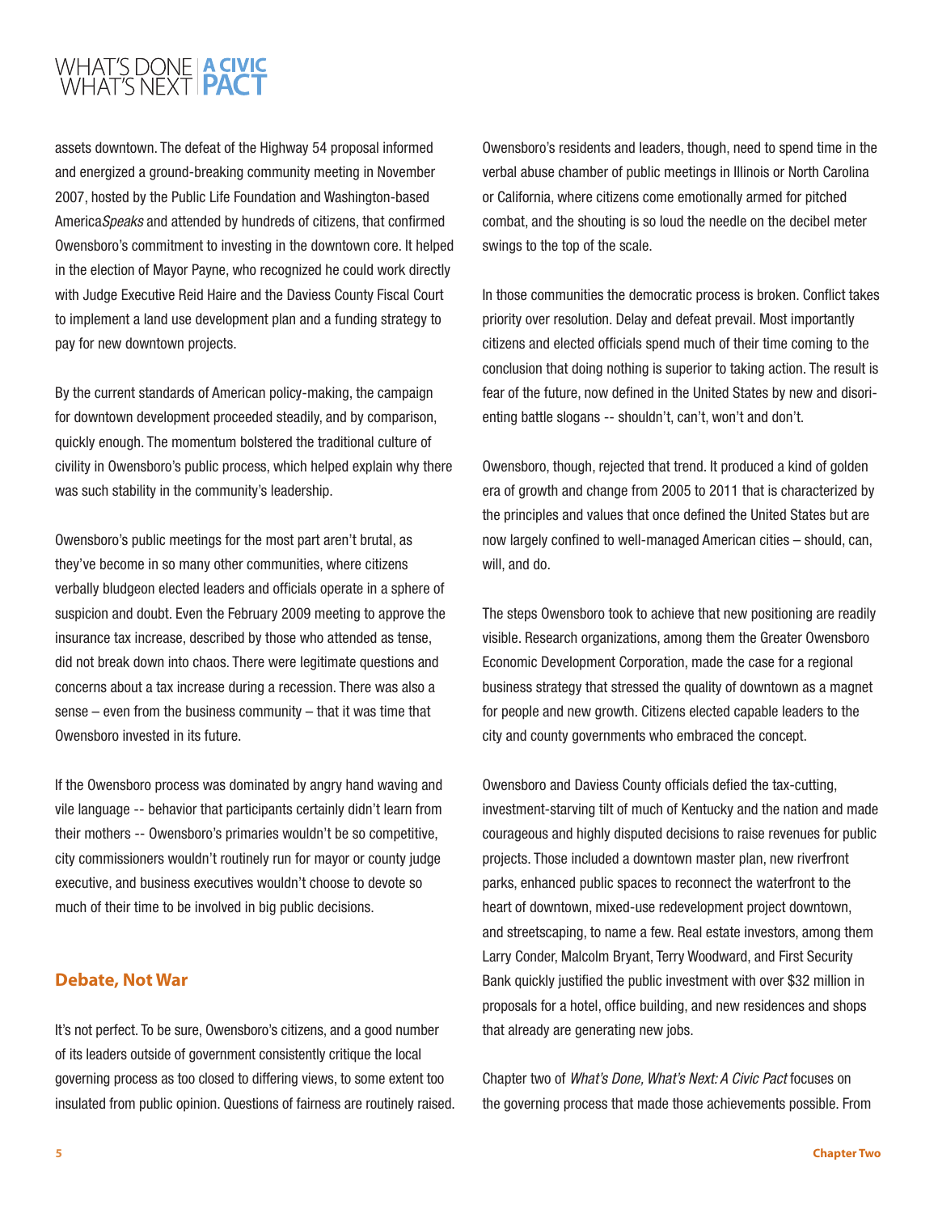assets downtown. The defeat of the Highway 54 proposal informed and energized a ground-breaking community meeting in November 2007, hosted by the Public Life Foundation and Washington-based America*Speaks* and attended by hundreds of citizens, that confirmed Owensboro's commitment to investing in the downtown core. It helped in the election of Mayor Payne, who recognized he could work directly with Judge Executive Reid Haire and the Daviess County Fiscal Court to implement a land use development plan and a funding strategy to pay for new downtown projects.

By the current standards of American policy-making, the campaign for downtown development proceeded steadily, and by comparison, quickly enough. The momentum bolstered the traditional culture of civility in Owensboro's public process, which helped explain why there was such stability in the community's leadership.

Owensboro's public meetings for the most part aren't brutal, as they've become in so many other communities, where citizens verbally bludgeon elected leaders and officials operate in a sphere of suspicion and doubt. Even the February 2009 meeting to approve the insurance tax increase, described by those who attended as tense, did not break down into chaos. There were legitimate questions and concerns about a tax increase during a recession. There was also a sense – even from the business community – that it was time that Owensboro invested in its future.

If the Owensboro process was dominated by angry hand waving and vile language -- behavior that participants certainly didn't learn from their mothers -- Owensboro's primaries wouldn't be so competitive, city commissioners wouldn't routinely run for mayor or county judge executive, and business executives wouldn't choose to devote so much of their time to be involved in big public decisions.

## Debate, Not War

It's not perfect. To be sure, Owensboro's citizens, and a good number of its leaders outside of government consistently critique the local governing process as too closed to differing views, to some extent too insulated from public opinion. Questions of fairness are routinely raised. Owensboro's residents and leaders, though, need to spend time in the verbal abuse chamber of public meetings in Illinois or North Carolina or California, where citizens come emotionally armed for pitched combat, and the shouting is so loud the needle on the decibel meter swings to the top of the scale.

In those communities the democratic process is broken. Conflict takes priority over resolution. Delay and defeat prevail. Most importantly citizens and elected officials spend much of their time coming to the conclusion that doing nothing is superior to taking action. The result is fear of the future, now defined in the United States by new and disorienting battle slogans -- shouldn't, can't, won't and don't.

Owensboro, though, rejected that trend. It produced a kind of golden era of growth and change from 2005 to 2011 that is characterized by the principles and values that once defined the United States but are now largely confined to well-managed American cities – should, can, will, and do.

The steps Owensboro took to achieve that new positioning are readily visible. Research organizations, among them the Greater Owensboro Economic Development Corporation, made the case for a regional business strategy that stressed the quality of downtown as a magnet for people and new growth. Citizens elected capable leaders to the city and county governments who embraced the concept.

Owensboro and Daviess County officials defied the tax-cutting, investment-starving tilt of much of Kentucky and the nation and made courageous and highly disputed decisions to raise revenues for public projects. Those included a downtown master plan, new riverfront parks, enhanced public spaces to reconnect the waterfront to the heart of downtown, mixed-use redevelopment project downtown, and streetscaping, to name a few. Real estate investors, among them Larry Conder, Malcolm Bryant, Terry Woodward, and First Security Bank quickly justified the public investment with over $32 million in proposals for a hotel, office building, and new residences and shops that already are generating new jobs.

Chapter two of *What's Done, What's Next: A Civic Pact* focuses on the governing process that made those achievements possible. From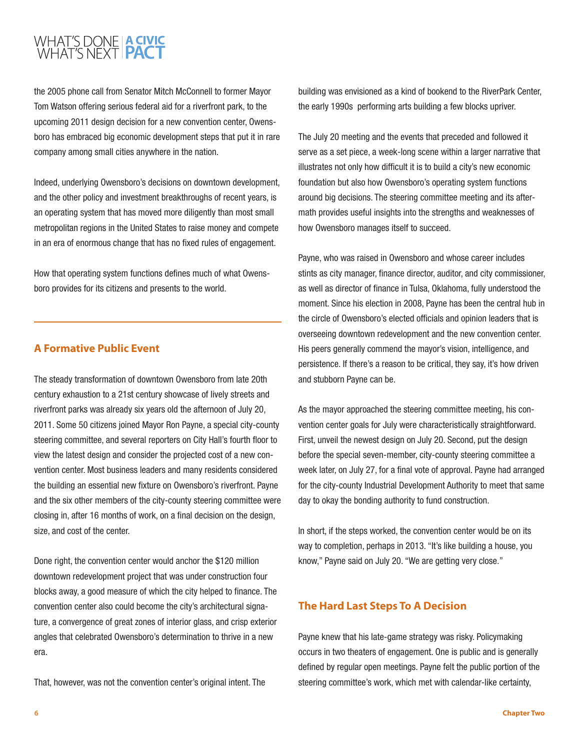the 2005 phone call from Senator Mitch McConnell to former Mayor Tom Watson offering serious federal aid for a riverfront park, to the upcoming 2011 design decision for a new convention center, Owensboro has embraced big economic development steps that put it in rare company among small cities anywhere in the nation.

Indeed, underlying Owensboro's decisions on downtown development, and the other policy and investment breakthroughs of recent years, is an operating system that has moved more diligently than most small metropolitan regions in the United States to raise money and compete in an era of enormous change that has no fixed rules of engagement.

How that operating system functions defines much of what Owensboro provides for its citizens and presents to the world.

## A Formative Public Event

The steady transformation of downtown Owensboro from late 20th century exhaustion to a 21st century showcase of lively streets and riverfront parks was already six years old the afternoon of July 20, 2011. Some 50 citizens joined Mayor Ron Payne, a special city-county steering committee, and several reporters on City Hall's fourth floor to view the latest design and consider the projected cost of a new convention center. Most business leaders and many residents considered the building an essential new fixture on Owensboro's riverfront. Payne and the six other members of the city-county steering committee were closing in, after 16 months of work, on a final decision on the design, size, and cost of the center.

Done right, the convention center would anchor the $120 million downtown redevelopment project that was under construction four blocks away, a good measure of which the city helped to finance. The convention center also could become the city's architectural signature, a convergence of great zones of interior glass, and crisp exterior angles that celebrated Owensboro's determination to thrive in a new era.

That, however, was not the convention center's original intent. The building was envisioned as a kind of bookend to the RiverPark Center, the early 1990s performing arts building a few blocks upriver.

The July 20 meeting and the events that preceded and followed it serve as a set piece, a week-long scene within a larger narrative that illustrates not only how difficult it is to build a city's new economic foundation but also how Owensboro's operating system functions around big decisions. The steering committee meeting and its aftermath provides useful insights into the strengths and weaknesses of how Owensboro manages itself to succeed.

Payne, who was raised in Owensboro and whose career includes stints as city manager, finance director, auditor, and city commissioner, as well as director of finance in Tulsa, Oklahoma, fully understood the moment. Since his election in 2008, Payne has been the central hub in the circle of Owensboro's elected officials and opinion leaders that is overseeing downtown redevelopment and the new convention center. His peers generally commend the mayor's vision, intelligence, and persistence. If there's a reason to be critical, they say, it's how driven and stubborn Payne can be.

As the mayor approached the steering committee meeting, his convention center goals for July were characteristically straightforward. First, unveil the newest design on July 20. Second, put the design before the special seven-member, city-county steering committee a week later, on July 27, for a final vote of approval. Payne had arranged for the city-county Industrial Development Authority to meet that same day to okay the bonding authority to fund construction.

In short, if the steps worked, the convention center would be on its way to completion, perhaps in 2013. "It's like building a house, you know," Payne said on July 20. "We are getting very close."

## The Hard Last Steps To A Decision

Payne knew that his late-game strategy was risky. Policymaking occurs in two theaters of engagement. One is public and is generally defined by regular open meetings. Payne felt the public portion of the steering committee's work, which met with calendar-like certainty,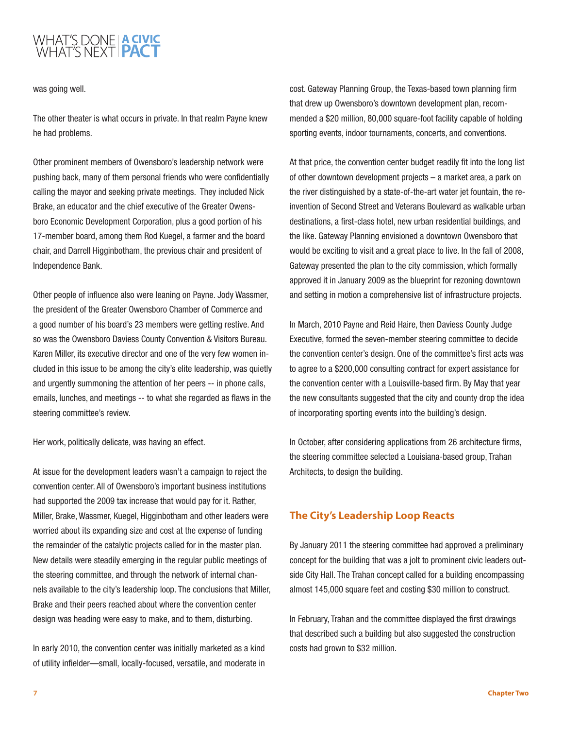was going well.

The other theater is what occurs in private. In that realm Payne knew he had problems.

Other prominent members of Owensboro's leadership network were pushing back, many of them personal friends who were confidentially calling the mayor and seeking private meetings. They included Nick Brake, an educator and the chief executive of the Greater Owensboro Economic Development Corporation, plus a good portion of his 17-member board, among them Rod Kuegel, a farmer and the board chair, and Darrell Higginbotham, the previous chair and president of Independence Bank.

Other people of influence also were leaning on Payne. Jody Wassmer, the president of the Greater Owensboro Chamber of Commerce and a good number of his board's 23 members were getting restive. And so was the Owensboro Daviess County Convention & Visitors Bureau. Karen Miller, its executive director and one of the very few women included in this issue to be among the city's elite leadership, was quietly and urgently summoning the attention of her peers -- in phone calls, emails, lunches, and meetings -- to what she regarded as flaws in the steering committee's review.

Her work, politically delicate, was having an effect.

At issue for the development leaders wasn't a campaign to reject the convention center. All of Owensboro's important business institutions had supported the 2009 tax increase that would pay for it. Rather, Miller, Brake, Wassmer, Kuegel, Higginbotham and other leaders were worried about its expanding size and cost at the expense of funding the remainder of the catalytic projects called for in the master plan. New details were steadily emerging in the regular public meetings of the steering committee, and through the network of internal channels available to the city's leadership loop. The conclusions that Miller, Brake and their peers reached about where the convention center design was heading were easy to make, and to them, disturbing.

In early 2010, the convention center was initially marketed as a kind of utility infielder—small, locally-focused, versatile, and moderate in cost. Gateway Planning Group, the Texas-based town planning firm that drew up Owensboro's downtown development plan, recommended a $20 million, 80,000 square-foot facility capable of holding sporting events, indoor tournaments, concerts, and conventions.

At that price, the convention center budget readily fit into the long list of other downtown development projects – a market area, a park on the river distinguished by a state-of-the-art water jet fountain, the reinvention of Second Street and Veterans Boulevard as walkable urban destinations, a first-class hotel, new urban residential buildings, and the like. Gateway Planning envisioned a downtown Owensboro that would be exciting to visit and a great place to live. In the fall of 2008, Gateway presented the plan to the city commission, which formally approved it in January 2009 as the blueprint for rezoning downtown and setting in motion a comprehensive list of infrastructure projects.

In March, 2010 Payne and Reid Haire, then Daviess County Judge Executive, formed the seven-member steering committee to decide the convention center's design. One of the committee's first acts was to agree to a $200,000 consulting contract for expert assistance for the convention center with a Louisville-based firm. By May that year the new consultants suggested that the city and county drop the idea of incorporating sporting events into the building's design.

In October, after considering applications from 26 architecture firms, the steering committee selected a Louisiana-based group, Trahan Architects, to design the building.

## The City's Leadership Loop Reacts

By January 2011 the steering committee had approved a preliminary concept for the building that was a jolt to prominent civic leaders outside City Hall. The Trahan concept called for a building encompassing almost 145,000 square feet and costing $30 million to construct.

In February, Trahan and the committee displayed the first drawings that described such a building but also suggested the construction costs had grown to $32 million.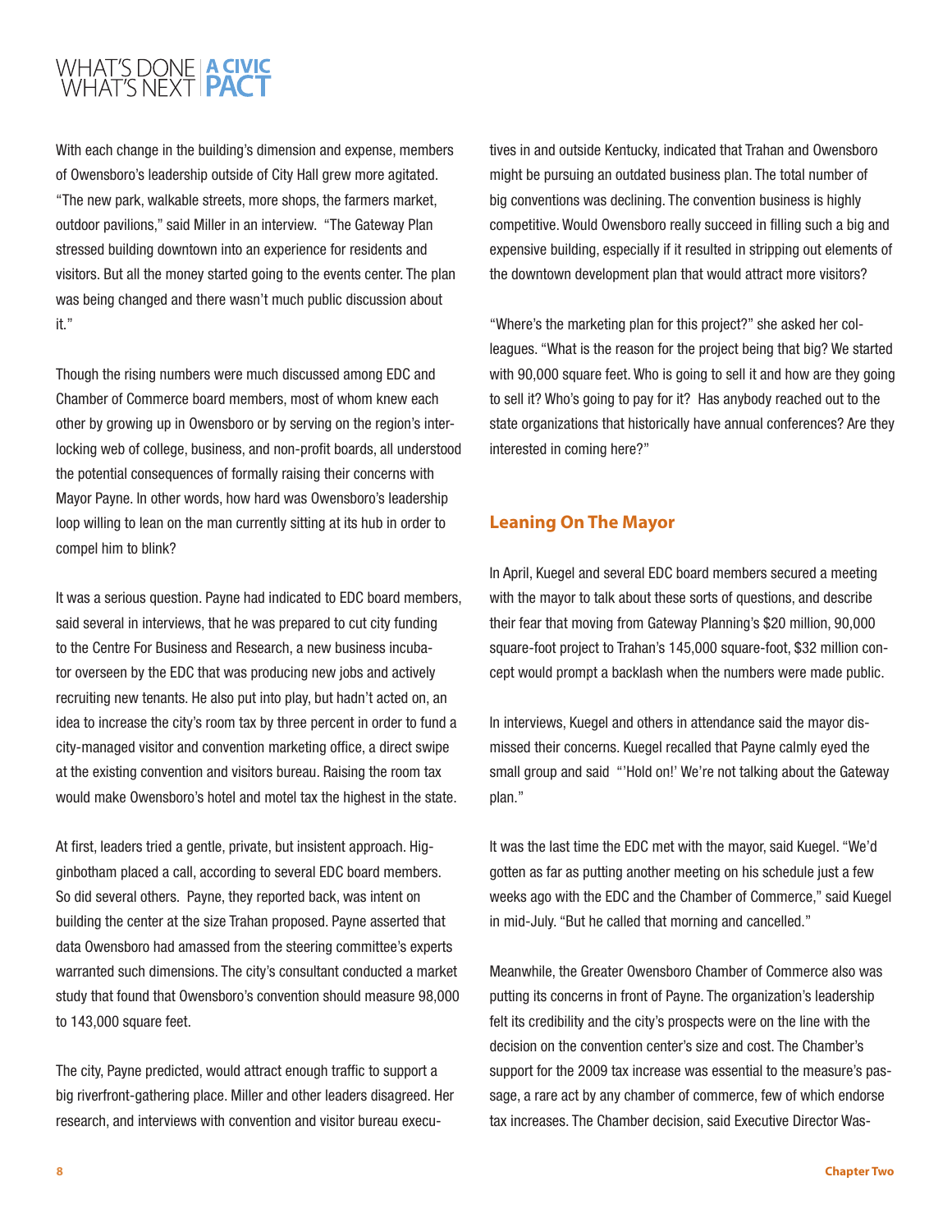With each change in the building's dimension and expense, members of Owensboro's leadership outside of City Hall grew more agitated. "The new park, walkable streets, more shops, the farmers market, outdoor pavilions," said Miller in an interview. "The Gateway Plan stressed building downtown into an experience for residents and visitors. But all the money started going to the events center. The plan was being changed and there wasn't much public discussion about it."

Though the rising numbers were much discussed among EDC and Chamber of Commerce board members, most of whom knew each other by growing up in Owensboro or by serving on the region's interlocking web of college, business, and non-profit boards, all understood the potential consequences of formally raising their concerns with Mayor Payne. In other words, how hard was Owensboro's leadership loop willing to lean on the man currently sitting at its hub in order to compel him to blink?

It was a serious question. Payne had indicated to EDC board members, said several in interviews, that he was prepared to cut city funding to the Centre For Business and Research, a new business incubator overseen by the EDC that was producing new jobs and actively recruiting new tenants. He also put into play, but hadn't acted on, an idea to increase the city's room tax by three percent in order to fund a city-managed visitor and convention marketing office, a direct swipe at the existing convention and visitors bureau. Raising the room tax would make Owensboro's hotel and motel tax the highest in the state.

At first, leaders tried a gentle, private, but insistent approach. Higginbotham placed a call, according to several EDC board members. So did several others. Payne, they reported back, was intent on building the center at the size Trahan proposed. Payne asserted that data Owensboro had amassed from the steering committee's experts warranted such dimensions. The city's consultant conducted a market study that found that Owensboro's convention should measure 98,000 to 143,000 square feet.

The city, Payne predicted, would attract enough traffic to support a big riverfront-gathering place. Miller and other leaders disagreed. Her research, and interviews with convention and visitor bureau executives in and outside Kentucky, indicated that Trahan and Owensboro might be pursuing an outdated business plan. The total number of big conventions was declining. The convention business is highly competitive. Would Owensboro really succeed in filling such a big and expensive building, especially if it resulted in stripping out elements of the downtown development plan that would attract more visitors?

"Where's the marketing plan for this project?" she asked her colleagues. "What is the reason for the project being that big? We started with 90,000 square feet. Who is going to sell it and how are they going to sell it? Who's going to pay for it? Has anybody reached out to the state organizations that historically have annual conferences? Are they interested in coming here?"

## Leaning On The Mayor

In April, Kuegel and several EDC board members secured a meeting with the mayor to talk about these sorts of questions, and describe their fear that moving from Gateway Planning's $20 million, 90,000 square-foot project to Trahan's 145,000 square-foot, $32 million concept would prompt a backlash when the numbers were made public.

In interviews, Kuegel and others in attendance said the mayor dismissed their concerns. Kuegel recalled that Payne calmly eyed the small group and said "'Hold on!' We're not talking about the Gateway plan."

It was the last time the EDC met with the mayor, said Kuegel. "We'd gotten as far as putting another meeting on his schedule just a few weeks ago with the EDC and the Chamber of Commerce," said Kuegel in mid-July. "But he called that morning and cancelled."

Meanwhile, the Greater Owensboro Chamber of Commerce also was putting its concerns in front of Payne. The organization's leadership felt its credibility and the city's prospects were on the line with the decision on the convention center's size and cost. The Chamber's support for the 2009 tax increase was essential to the measure's passage, a rare act by any chamber of commerce, few of which endorse tax increases. The Chamber decision, said Executive Director Was-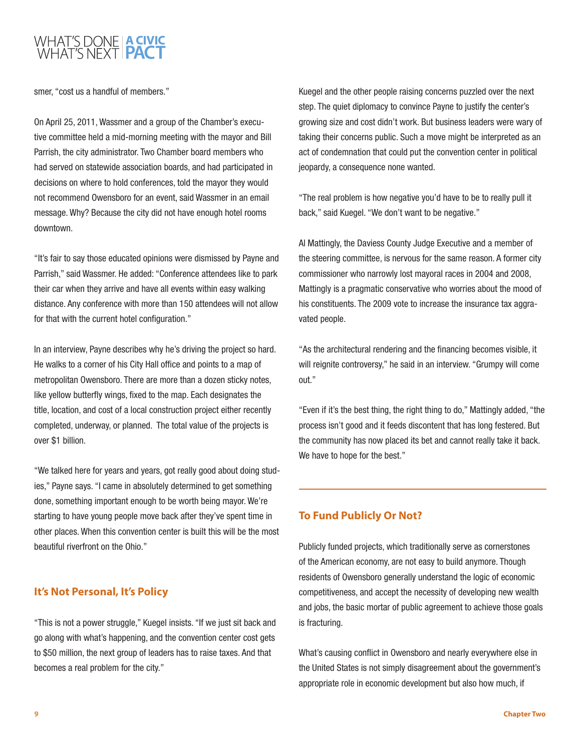smer, "cost us a handful of members."

On April 25, 2011, Wassmer and a group of the Chamber's executive committee held a mid-morning meeting with the mayor and Bill Parrish, the city administrator. Two Chamber board members who had served on statewide association boards, and had participated in decisions on where to hold conferences, told the mayor they would not recommend Owensboro for an event, said Wassmer in an email message. Why? Because the city did not have enough hotel rooms downtown.

"It's fair to say those educated opinions were dismissed by Payne and Parrish," said Wassmer. He added: "Conference attendees like to park their car when they arrive and have all events within easy walking distance. Any conference with more than 150 attendees will not allow for that with the current hotel configuration."

In an interview, Payne describes why he's driving the project so hard. He walks to a corner of his City Hall office and points to a map of metropolitan Owensboro. There are more than a dozen sticky notes, like yellow butterfly wings, fixed to the map. Each designates the title, location, and cost of a local construction project either recently completed, underway, or planned. The total value of the projects is over $1 billion.

"We talked here for years and years, got really good about doing studies," Payne says. "I came in absolutely determined to get something done, something important enough to be worth being mayor. We're starting to have young people move back after they've spent time in other places. When this convention center is built this will be the most beautiful riverfront on the Ohio."

## It's Not Personal, It's Policy

"This is not a power struggle," Kuegel insists. "If we just sit back and go along with what's happening, and the convention center cost gets to $50 million, the next group of leaders has to raise taxes. And that becomes a real problem for the city."

Kuegel and the other people raising concerns puzzled over the next step. The quiet diplomacy to convince Payne to justify the center's growing size and cost didn't work. But business leaders were wary of taking their concerns public. Such a move might be interpreted as an act of condemnation that could put the convention center in political jeopardy, a consequence none wanted.

"The real problem is how negative you'd have to be to really pull it back," said Kuegel. "We don't want to be negative."

Al Mattingly, the Daviess County Judge Executive and a member of the steering committee, is nervous for the same reason. A former city commissioner who narrowly lost mayoral races in 2004 and 2008, Mattingly is a pragmatic conservative who worries about the mood of his constituents. The 2009 vote to increase the insurance tax aggravated people.

"As the architectural rendering and the financing becomes visible, it will reignite controversy," he said in an interview. "Grumpy will come out."

"Even if it's the best thing, the right thing to do," Mattingly added, "the process isn't good and it feeds discontent that has long festered. But the community has now placed its bet and cannot really take it back. We have to hope for the best."

## To Fund Publicly Or Not?

Publicly funded projects, which traditionally serve as cornerstones of the American economy, are not easy to build anymore. Though residents of Owensboro generally understand the logic of economic competitiveness, and accept the necessity of developing new wealth and jobs, the basic mortar of public agreement to achieve those goals is fracturing.

What's causing conflict in Owensboro and nearly everywhere else in the United States is not simply disagreement about the government's appropriate role in economic development but also how much, if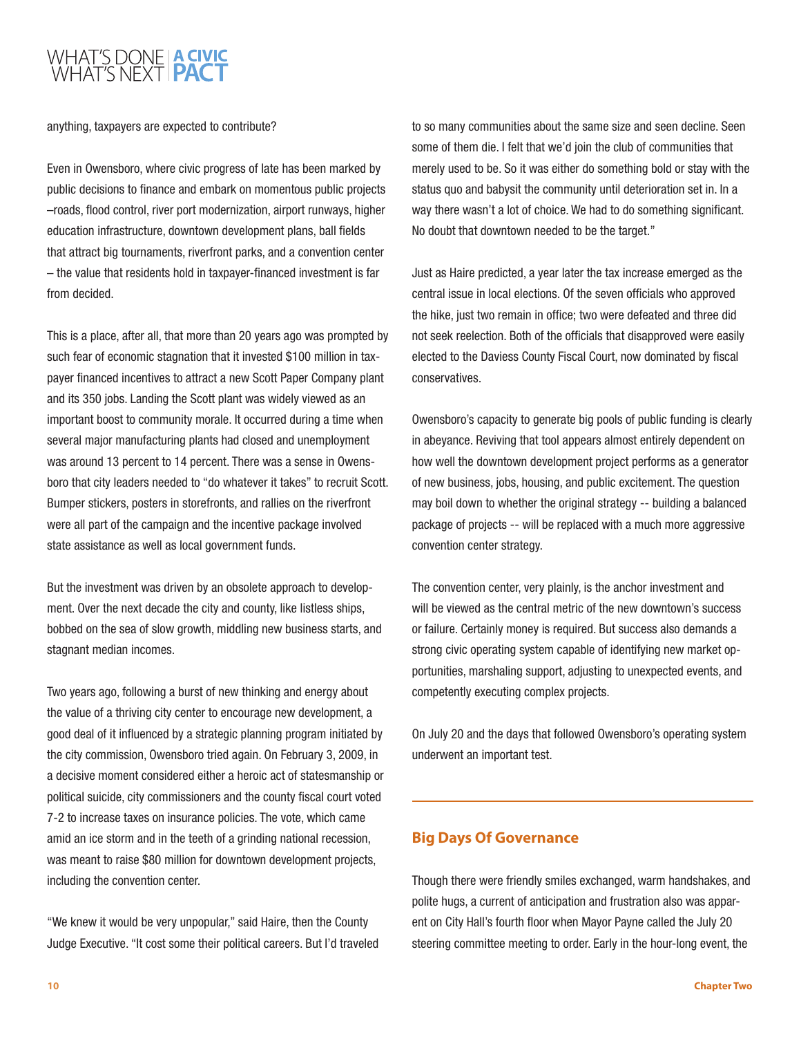anything, taxpayers are expected to contribute?

Even in Owensboro, where civic progress of late has been marked by public decisions to finance and embark on momentous public projects –roads, flood control, river port modernization, airport runways, higher education infrastructure, downtown development plans, ball fields that attract big tournaments, riverfront parks, and a convention center – the value that residents hold in taxpayer-financed investment is far from decided.

This is a place, after all, that more than 20 years ago was prompted by such fear of economic stagnation that it invested $100 million in taxpayer financed incentives to attract a new Scott Paper Company plant and its 350 jobs. Landing the Scott plant was widely viewed as an important boost to community morale. It occurred during a time when several major manufacturing plants had closed and unemployment was around 13 percent to 14 percent. There was a sense in Owensboro that city leaders needed to "do whatever it takes" to recruit Scott. Bumper stickers, posters in storefronts, and rallies on the riverfront were all part of the campaign and the incentive package involved state assistance as well as local government funds.

But the investment was driven by an obsolete approach to development. Over the next decade the city and county, like listless ships, bobbed on the sea of slow growth, middling new business starts, and stagnant median incomes.

Two years ago, following a burst of new thinking and energy about the value of a thriving city center to encourage new development, a good deal of it influenced by a strategic planning program initiated by the city commission, Owensboro tried again. On February 3, 2009, in a decisive moment considered either a heroic act of statesmanship or political suicide, city commissioners and the county fiscal court voted 7-2 to increase taxes on insurance policies. The vote, which came amid an ice storm and in the teeth of a grinding national recession, was meant to raise $80 million for downtown development projects, including the convention center.

"We knew it would be very unpopular," said Haire, then the County Judge Executive. "It cost some their political careers. But I'd traveled to so many communities about the same size and seen decline. Seen some of them die. I felt that we'd join the club of communities that merely used to be. So it was either do something bold or stay with the status quo and babysit the community until deterioration set in. In a way there wasn't a lot of choice. We had to do something significant. No doubt that downtown needed to be the target."

Just as Haire predicted, a year later the tax increase emerged as the central issue in local elections. Of the seven officials who approved the hike, just two remain in office; two were defeated and three did not seek reelection. Both of the officials that disapproved were easily elected to the Daviess County Fiscal Court, now dominated by fiscal conservatives.

Owensboro's capacity to generate big pools of public funding is clearly in abeyance. Reviving that tool appears almost entirely dependent on how well the downtown development project performs as a generator of new business, jobs, housing, and public excitement. The question may boil down to whether the original strategy -- building a balanced package of projects -- will be replaced with a much more aggressive convention center strategy.

The convention center, very plainly, is the anchor investment and will be viewed as the central metric of the new downtown's success or failure. Certainly money is required. But success also demands a strong civic operating system capable of identifying new market opportunities, marshaling support, adjusting to unexpected events, and competently executing complex projects.

On July 20 and the days that followed Owensboro's operating system underwent an important test.

## Big Days Of Governance

Though there were friendly smiles exchanged, warm handshakes, and polite hugs, a current of anticipation and frustration also was apparent on City Hall's fourth floor when Mayor Payne called the July 20 steering committee meeting to order. Early in the hour-long event, the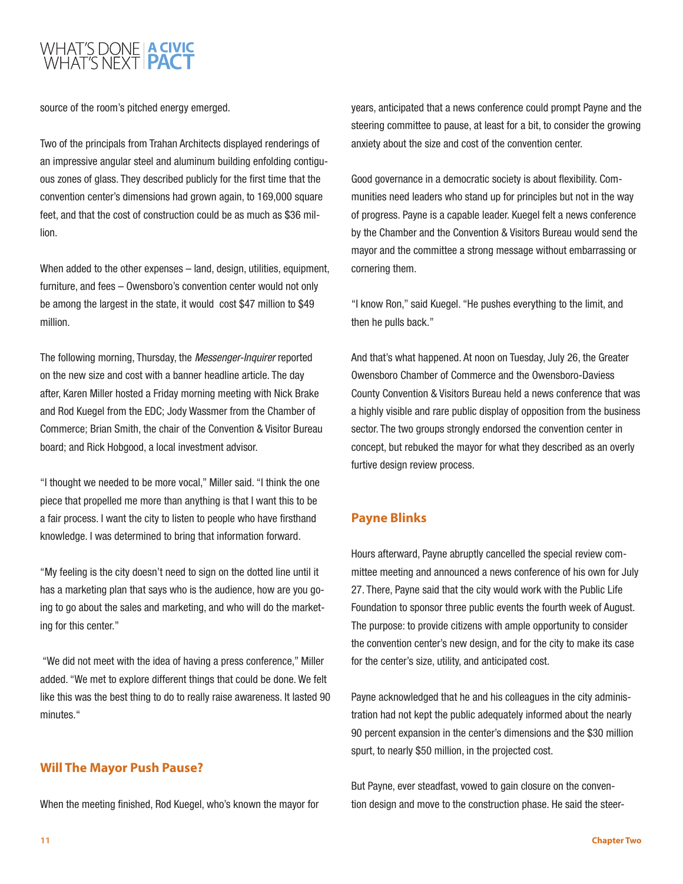source of the room's pitched energy emerged.

Two of the principals from Trahan Architects displayed renderings of an impressive angular steel and aluminum building enfolding contiguous zones of glass. They described publicly for the first time that the convention center's dimensions had grown again, to 169,000 square feet, and that the cost of construction could be as much as $36 million.

When added to the other expenses – land, design, utilities, equipment, furniture, and fees – Owensboro's convention center would not only be among the largest in the state, it would cost $47 million to $49 million.

The following morning, Thursday, the *Messenger-Inquirer* reported on the new size and cost with a banner headline article. The day after, Karen Miller hosted a Friday morning meeting with Nick Brake and Rod Kuegel from the EDC; Jody Wassmer from the Chamber of Commerce; Brian Smith, the chair of the Convention & Visitor Bureau board; and Rick Hobgood, a local investment advisor.

"I thought we needed to be more vocal," Miller said. "I think the one piece that propelled me more than anything is that I want this to be a fair process. I want the city to listen to people who have firsthand knowledge. I was determined to bring that information forward.

"My feeling is the city doesn't need to sign on the dotted line until it has a marketing plan that says who is the audience, how are you going to go about the sales and marketing, and who will do the marketing for this center."

"We did not meet with the idea of having a press conference," Miller added. "We met to explore different things that could be done. We felt like this was the best thing to do to really raise awareness. It lasted 90 minutes."

## Will The Mayor Push Pause?

When the meeting finished, Rod Kuegel, who's known the mayor for years, anticipated that a news conference could prompt Payne and the steering committee to pause, at least for a bit, to consider the growing anxiety about the size and cost of the convention center.

Good governance in a democratic society is about flexibility. Communities need leaders who stand up for principles but not in the way of progress. Payne is a capable leader. Kuegel felt a news conference by the Chamber and the Convention & Visitors Bureau would send the mayor and the committee a strong message without embarrassing or cornering them.

"I know Ron," said Kuegel. "He pushes everything to the limit, and then he pulls back."

And that's what happened. At noon on Tuesday, July 26, the Greater Owensboro Chamber of Commerce and the Owensboro-Daviess County Convention & Visitors Bureau held a news conference that was a highly visible and rare public display of opposition from the business sector. The two groups strongly endorsed the convention center in concept, but rebuked the mayor for what they described as an overly furtive design review process.

## Payne Blinks

Hours afterward, Payne abruptly cancelled the special review committee meeting and announced a news conference of his own for July 27. There, Payne said that the city would work with the Public Life Foundation to sponsor three public events the fourth week of August. The purpose: to provide citizens with ample opportunity to consider the convention center's new design, and for the city to make its case for the center's size, utility, and anticipated cost.

Payne acknowledged that he and his colleagues in the city administration had not kept the public adequately informed about the nearly 90 percent expansion in the center's dimensions and the $30 million spurt, to nearly $50 million, in the projected cost.

But Payne, ever steadfast, vowed to gain closure on the convention design and move to the construction phase. He said the steer-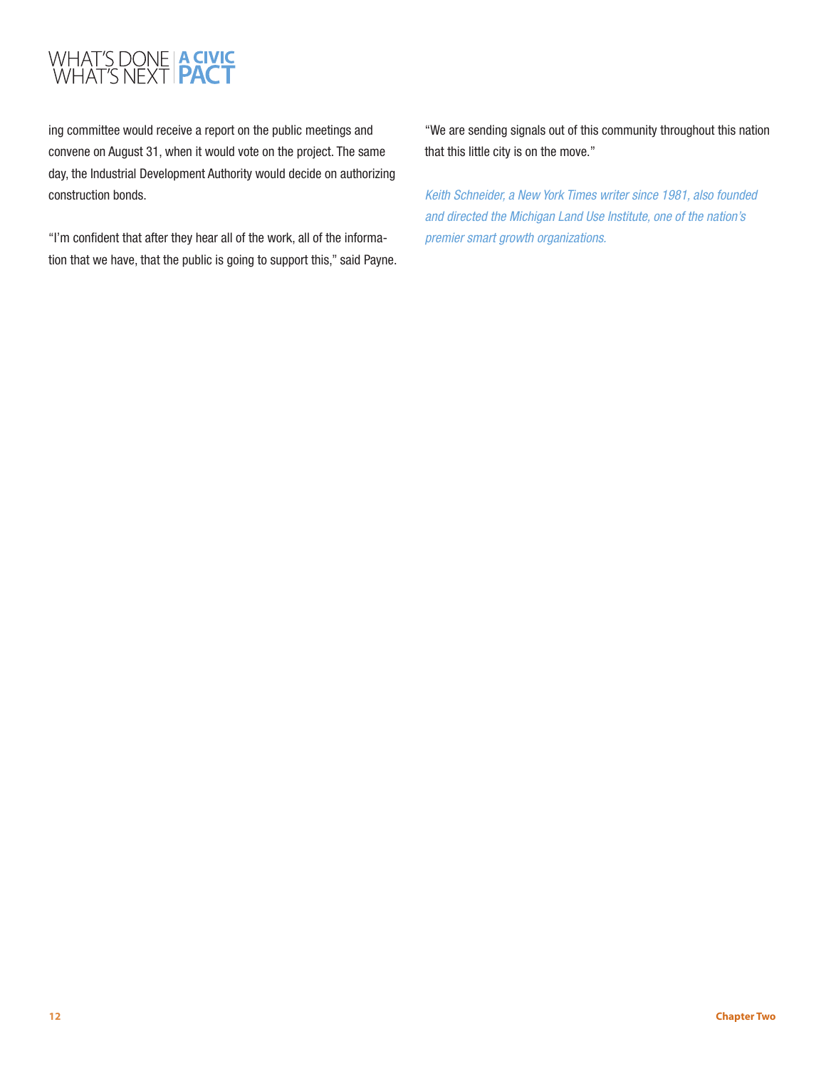ing committee would receive a report on the public meetings and convene on August 31, when it would vote on the project. The same day, the Industrial Development Authority would decide on authorizing construction bonds.

"I'm confident that after they hear all of the work, all of the information that we have, that the public is going to support this," said Payne. "We are sending signals out of this community throughout this nation that this little city is on the move."

*Keith Schneider, a New York Times writer since 1981, also founded and directed the Michigan Land Use Institute, one of the nation's premier smart growth organizations.*